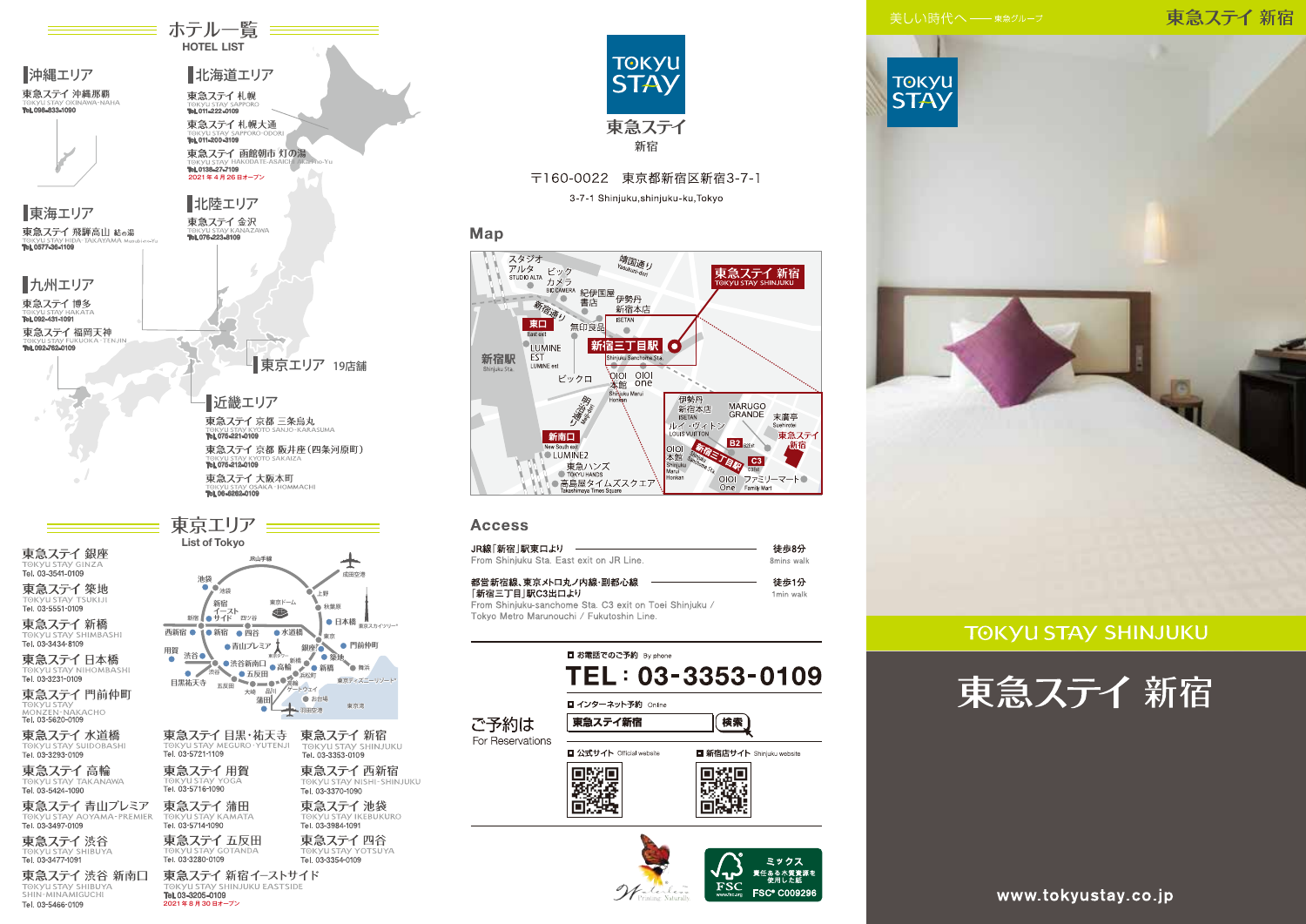## ホテル一覧
HOTEL LIST

### 沖縄エリア
東急ステイ 沖縄那覇
TOKYU STAY OKINAWA-NAHA
Tel. 098-833-1090

### 北海道エリア
東急ステイ 札幌
TOKYU STAY SAPPORO
Tel. 011-222-0109

東急ステイ 札幌大通
TOKYU STAY SAPPORO-ODORI
Tel. 011-200-3109

東急ステイ 函館朝市 灯の湯
TOKYU STAY HAKODATE-ASAICHI Akari-no-Yu
Tel. 0138-27-7109
2021年4月26日オープン

### 東海エリア
東急ステイ 飛騨高山 結の湯
TOKYU STAY HIDA-TAKAYAMA Musubi-no-Yu
Tel. 0577-36-1109

### 北陸エリア
東急ステイ 金沢
TOKYU STAY KANAZAWA
Tel. 076-223-8109

### 九州エリア
東急ステイ 博多
TOKYU STAY HAKATA
Tel. 092-431-1091

東急ステイ 福岡天神
TOKYU STAY FUKUOKA-TENJIN
Tel. 092-762-0109

### 東京エリア 19店舗

### 近畿エリア
東急ステイ 京都 三条烏丸
TOKYU STAY KYOTO SANJO-KARASUMA
Tel. 075-221-0109

東急ステイ 京都 両替町通(四条河原町)
TOKYU STAY KYOTO SAKAIZA
Tel. 075-212-0109

東急ステイ 大阪本町
TOKYU STAY OSAKA-HOMMACHI
Tel. 06-6262-0109

## 東京エリア
List of Tokyo

東急ステイ 銀座
TOKYU STAY GINZA
Tel. 03-3541-0109

東急ステイ 築地
TOKYU STAY TSUKIJI
Tel. 03-5551-0109

東急ステイ 新橋
TOKYU STAY SHIMBASHI
Tel. 03-3434-8109

東急ステイ 日本橋
TOKYU STAY NIHOMBASHI
Tel. 03-3231-0109

東急ステイ 門前仲町
TOKYU STAY MONZEN-NAKACHO
Tel. 03-5620-0109

東急ステイ 水道橋
TOKYU STAY SUIDOBASHI
Tel. 03-3293-0109

東急ステイ 高輪
TOKYU STAY TAKANAWA
Tel. 03-5424-1090

東急ステイ 青山プレミア
TOKYU STAY AOYAMA-PREMIER
Tel. 03-3497-0109

東急ステイ 渋谷
TOKYU STAY SHIBUYA
Tel. 03-3477-1091

東急ステイ 渋谷 新南口
TOKYU STAY SHIBUYA SHIN-MINAMIGUCHI
Tel. 03-5466-0109

東急ステイ 目黒・祐天寺
TOKYU STAY MEGURO-YUTENJI
Tel. 03-5721-1109

東急ステイ 用賀
TOKYU STAY YOGA
Tel. 03-5716-1090

東急ステイ 蒲田
TOKYU STAY KAMATA
Tel. 03-5714-1090

東急ステイ 五反田
TOKYU STAY GOTANDA
Tel. 03-3280-0109

東急ステイ 新宿イーストサイド
TOKYU STAY SHINJUKU EASTSIDE
Tel. 03-3205-0109
2021年8月30日オープン

東急ステイ 新宿
TOKYU STAY SHINJUKU
Tel. 03-3353-0109

東急ステイ 西新宿
TOKYU STAY NISHI-SHINJUKU
Tel. 03-3370-1090

東急ステイ 池袋
TOKYU STAY IKEBUKURO
Tel. 03-3984-1091

東急ステイ 四谷
TOKYU STAY YOTSUYA
Tel. 03-3354-0109

---

TOKYU STAY
東急ステイ
新宿

〒160-0022 東京都新宿区新宿3-7-1
3-7-1 Shinjuku,shinjuku-ku,Tokyo

## Map

## Access

JR線「新宿」駅東口より — 徒歩8分
From Shinjuku Sta. East exit on JR Line. — 8mins walk

都営新宿線、東京メトロ丸ノ内線・副都心線「新宿三丁目」駅C3出口より — 徒歩1分
From Shinjuku-sanchome Sta. C3 exit on Toei Shinjuku / Tokyo Metro Marunouchi / Fukutoshin Line. — 1min walk

## ご予約は
For Reservations

■ お電話でのご予約 By phone
**TEL：03-3353-0109**

■ インターネット予約 Online
東急ステイ新宿 検索

■ 公式サイト Official website
■ 新宿店サイト Shinjuku website

ミックス 責任ある木質資源を使用した紙 FSC® C009296

---

美しい時代へ —— 東急グループ

東急ステイ 新宿

TOKYU STAY SHINJUKU

# 東急ステイ 新宿

www.tokyustay.co.jp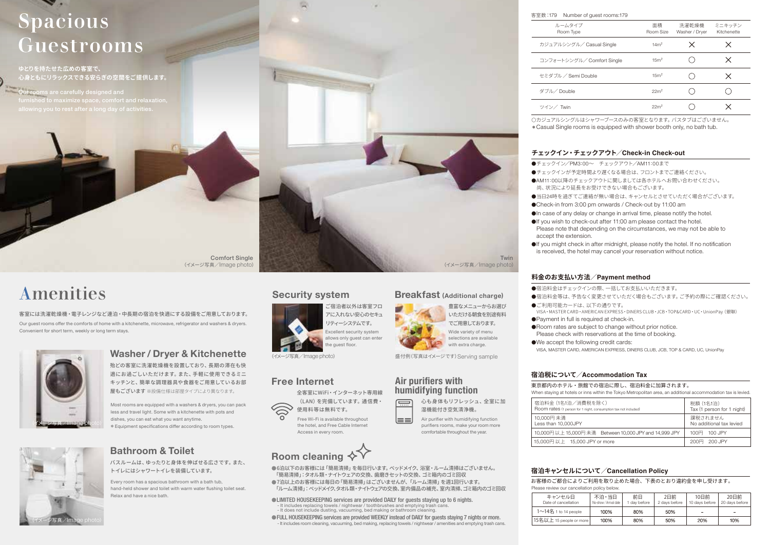# Spacious Guestrooms

ゆとりを持たせた広めの客室で、
心身ともにリラックスできる安らぎの空間をご提供します。

Our rooms are carefully designed and furnished to maximize space, comfort and relaxation, allowing you to rest after a long day of activities.

Comfort Single
(イメージ写真／Image photo)

Twin
(イメージ写真／Image photo)

客室数：179　Number of guest rooms:179

| ルームタイプ Room Type | 面積 Room Size | 洗濯乾燥機 Washer / Dryer | ミニキッチン Kitchenette |
|---|---|---|---|
| カジュアルシングル／Casual Single | 14m² | × | × |
| コンフォートシングル／Comfort Single | 15m² | ○ | × |
| セミダブル／Semi Double | 15m² | ○ | × |
| ダブル／Double | 22m² | ○ | ○ |
| ツイン／Twin | 22m² | ○ | × |

○カジュアルシングルはシャワーブースのみの客室となります。バスタブはございません。
*Casual Single rooms is equipped with shower booth only, no bath tub.

## チェックイン・チェックアウト／Check-in Check-out

- チェックイン／PM3:00～　チェックアウト／AM11:00まで
- チェックインが予定時間より遅くなる場合は、フロントまでご連絡ください。
- AM11:00以降のチェックアウトに関しましては各ホテルへお問い合わせください。
  尚、状況により延長をお受けできない場合もございます。
- 当日24時を過ぎてご連絡が無い場合は、キャンセルとさせていただく場合がございます。
- Check-in from 3:00 pm onwards / Check-out by 11:00 am
- In case of any delay or change in arrival time, please notify the hotel.
- If you wish to check-out after 11:00 am please contact the hotel.
  Please note that depending on the circumstances, we may not be able to accept the extension.
- If you might check in after midnight, please notify the hotel. If no notification is received, the hotel may cancel your reservation without notice.

## 料金のお支払方法／Payment method

- 宿泊料金はチェックインの際、一括してお支払いいただきます。
- 宿泊料金等は、予告なく変更させていただく場合もございます。ご予約の際にご確認ください。
- ご利用可能カードは、以下の通りです。
  VISA・MASTER CARD・AMERICAN EXPRESS・DINERS CLUB・JCB・TOP&CARD・UC・UnionPay（銀聯）
- Payment in full is required at check-in.
- Room rates are subject to change without prior notice.
  Please check with reservations at the time of booking.
- We accept the following credit cards:
  VISA, MASTER CARD, AMERICAN EXPRESS, DINERS CLUB, JCB, TOP & CARD, UC, UnionPay

## 宿泊税について／Accommodation Tax

東京都内のホテル・旅館での宿泊に際し、宿泊料金に加算されます。
When staying at hotels or inns within the Tokyo Metropolitan area, an additional accommodation tax is levied.

| 宿泊料金（1名1泊／消費税を除く） Room rates (1 person for 1 night, consumption tax not included) | 税額（1名1泊） Tax (1 person for 1 night) |
|---|---|
| 10,000円未満 Less than 10,000JPY | 課税されません No additional tax levied |
| 10,000円以上 15,000円未満　Between 10,000 JPY and 14,999 JPY | 100円　100 JPY |
| 15,000円以上　15,000 JPY or more | 200円　200 JPY |

## 宿泊キャンセルについて／Cancellation Policy

お客様のご都合によりご利用を取り止めた場合、下表のとおり違約金を申し受けます。
Please review our cancellation policy below.

| キャンセル日 Date of cancellation | 不泊・当日 No show / Arrival date | 前日 1 day before | 2日前 2 days before | 10日前 10 days before | 20日前 20 days before |
|---|---|---|---|---|---|
| 1～14名 1 to 14 people | 100% | 80% | 50% | – | – |
| 15名以上 15 people or more | 100% | 80% | 50% | 20% | 10% |

# Amenities

客室には洗濯乾燥機・電子レンジなど連泊・中長期の宿泊を快適にする設備をご用意しております。
Our guest rooms offer the comforts of home with a kitchenette, microwave, refrigerator and washers & dryers. Convenient for short term, weekly or long term stays.

## Washer / Dryer & Kitchenette

殆どの客室に洗濯乾燥機を設置しており、長期の滞在も快適にお過ごしいただけます。また、手軽に使用できるミニキッチンと、簡単な調理器具や食器をご用意しているお部屋もございます ※設備仕様は部屋タイプにより異なります。

Most rooms are equipped with a washers & dryers, you can pack less and travel light. Some with a kitchenette with pots and dishes, you can eat what you want anytime.
* Equipment specifications differ according to room types.

(イメージ写真／Image photo)

## Bathroom & Toilet

バスルームは、ゆったりと身体を伸ばせる広さです。また、トイレにはシャワートイレを装備しています。

Every room has a spacious bathroom with a bath tub, hand-held shower and toilet with warm water flushing toilet seat. Relax and have a nice bath.

(イメージ写真／Image photo)

## Security system

ご宿泊者以外は客室フロアに入れない安心のセキュリティーシステムです。
Excellent security system allows only guest can enter the guest floor.

(イメージ写真／Image photo)

## Breakfast (Additional charge)

豊富なメニューからお選びいただける朝食を別途有料でご用意しております。
Wide variety of menu selections are available with extra charge.

盛付例（写真はイメージです）Serving sample

## Free Internet

全客室にWiFi・インターネット専用線（LAN）を完備しています。通信費・使用料等は無料です。
Free Wi-Fi is available throughout the hotel, and Free Cable Internet Access in every room.

## Air purifiers with humidifying function

心も身体もリフレッシュ、全室に加湿機能付き空気清浄機。
Air purifier with humidifying function purifiers rooms, make your room more comfortable throughout the year.

## Room cleaning

- 6泊以下のお客様には「簡易清掃」を毎日行います。ベッドメイク、浴室・ルーム清掃はございません。
  「簡易清掃」：タオル類・ナイトウェアの交換、歯磨きセットの交換、ゴミ箱内のゴミ回収
- 7泊以上のお客様には毎日の「簡易清掃」はございませんが、「ルーム清掃」を週1回行います。
  「ルーム清掃」：ベッドメイク、タオル類・ナイトウェアの交換、室内備品の補充、室内清掃、ゴミ箱内のゴミ回収
- LIMITED HOUSEKEEPING services are provided DAILY for guests staying up to 6 nights.
  - It includes replacing towels / nightwear / toothbrushes and emptying trash cans.
  - It does not include dusting, vacuuming, bed making or bathroom cleaning.
- FULL HOUSEKEEPING services are provided WEEKLY instead of DAILY for guests staying 7 nights or more.
  - It includes room cleaning, vacuuming, bed making, replacing towels / nightwear / amenities and emptying trash cans.